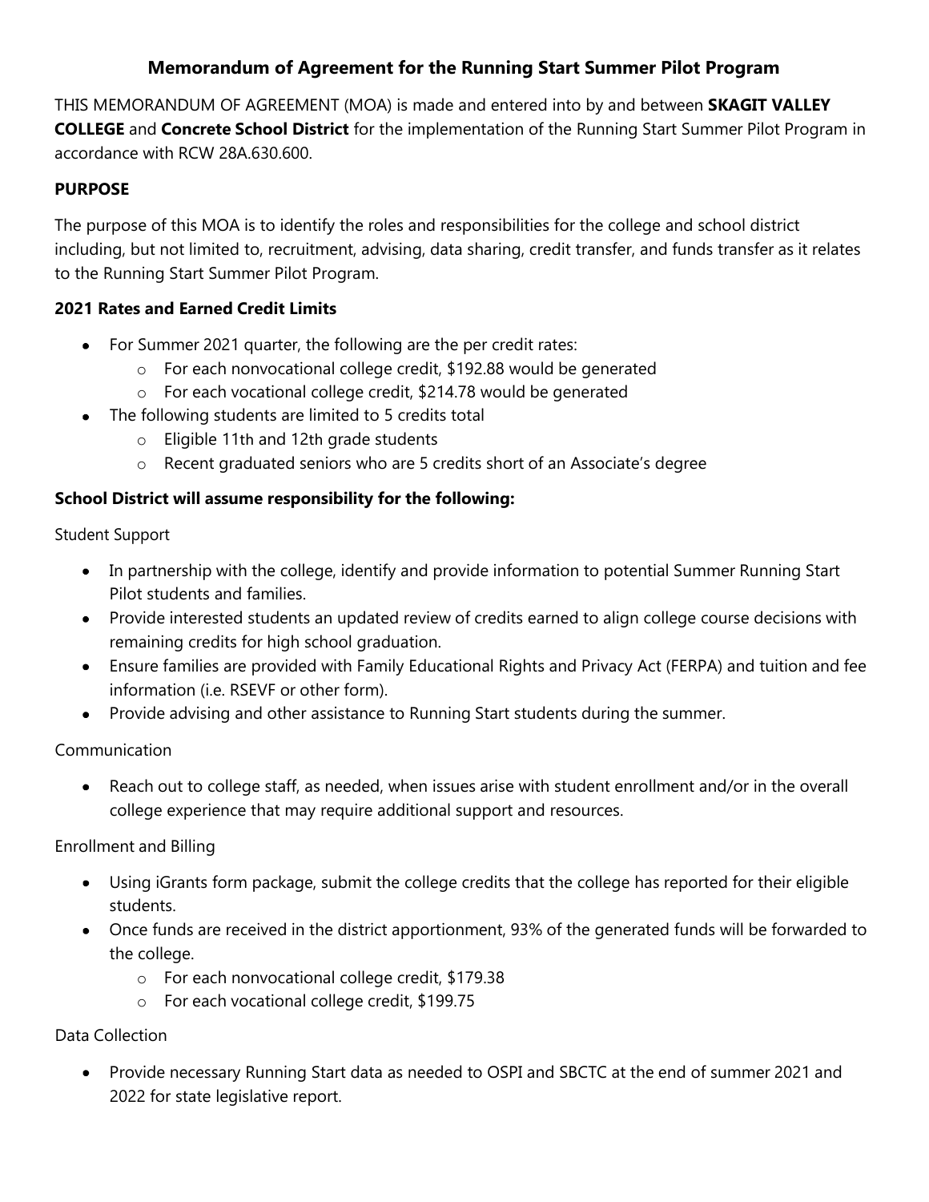# Memorandum of Agreement for the Running Start Summer Pilot Program

THIS MEMORANDUM OF AGREEMENT (MOA) is made and entered into by and between **SKAGIT VALLEY COLLEGE** and **Concrete School District** for the implementation of the Running Start Summer Pilot Program in accordance with RCW 28A.630.600.

### PURPOSE

The purpose of this MOA is to identify the roles and responsibilities for the college and school district including, but not limited to, recruitment, advising, data sharing, credit transfer, and funds transfer as it relates to the Running Start Summer Pilot Program.

### 2021 Rates and Earned Credit Limits

- For Summer 2021 quarter, the following are the per credit rates:
  - For each nonvocational college credit, $192.88 would be generated
  - For each vocational college credit, $214.78 would be generated
- The following students are limited to 5 credits total
  - Eligible 11th and 12th grade students
  - Recent graduated seniors who are 5 credits short of an Associate's degree

### School District will assume responsibility for the following:

Student Support

- In partnership with the college, identify and provide information to potential Summer Running Start Pilot students and families.
- Provide interested students an updated review of credits earned to align college course decisions with remaining credits for high school graduation.
- Ensure families are provided with Family Educational Rights and Privacy Act (FERPA) and tuition and fee information (i.e. RSEVF or other form).
- Provide advising and other assistance to Running Start students during the summer.

Communication

- Reach out to college staff, as needed, when issues arise with student enrollment and/or in the overall college experience that may require additional support and resources.

Enrollment and Billing

- Using iGrants form package, submit the college credits that the college has reported for their eligible students.
- Once funds are received in the district apportionment, 93% of the generated funds will be forwarded to the college.
  - For each nonvocational college credit, $179.38
  - For each vocational college credit, $199.75

Data Collection

- Provide necessary Running Start data as needed to OSPI and SBCTC at the end of summer 2021 and 2022 for state legislative report.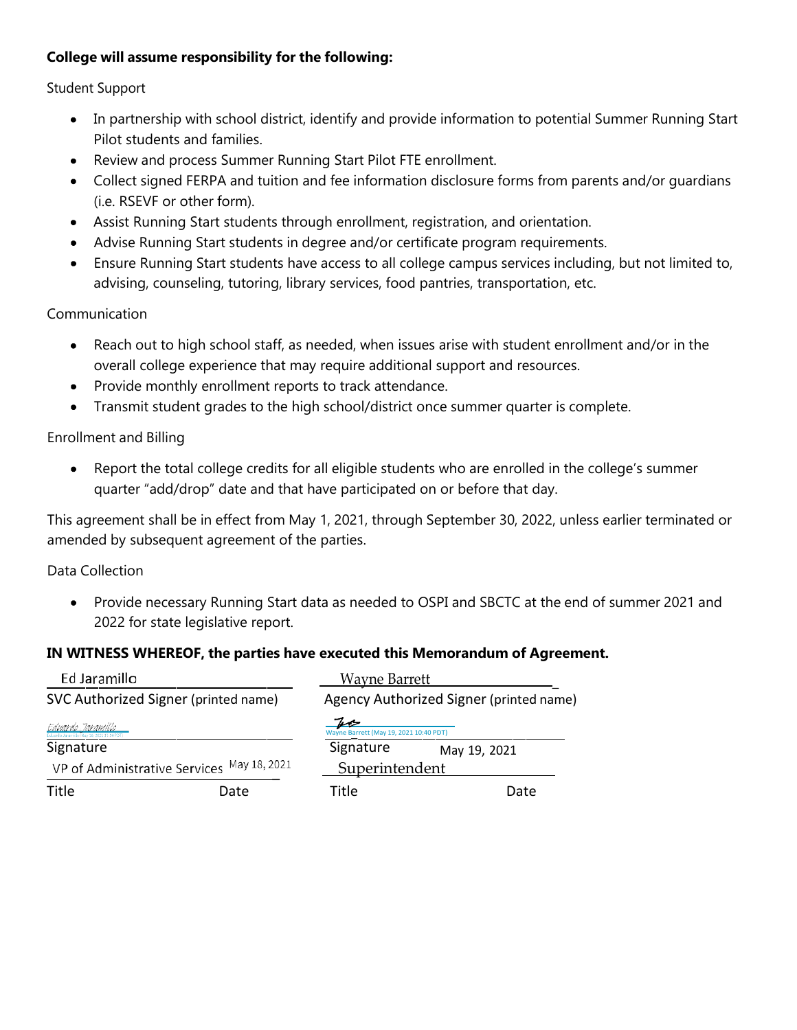**College will assume responsibility for the following:**

Student Support

- In partnership with school district, identify and provide information to potential Summer Running Start Pilot students and families.
- Review and process Summer Running Start Pilot FTE enrollment.
- Collect signed FERPA and tuition and fee information disclosure forms from parents and/or guardians (i.e. RSEVF or other form).
- Assist Running Start students through enrollment, registration, and orientation.
- Advise Running Start students in degree and/or certificate program requirements.
- Ensure Running Start students have access to all college campus services including, but not limited to, advising, counseling, tutoring, library services, food pantries, transportation, etc.

Communication

- Reach out to high school staff, as needed, when issues arise with student enrollment and/or in the overall college experience that may require additional support and resources.
- Provide monthly enrollment reports to track attendance.
- Transmit student grades to the high school/district once summer quarter is complete.

Enrollment and Billing

- Report the total college credits for all eligible students who are enrolled in the college's summer quarter "add/drop" date and that have participated on or before that day.

This agreement shall be in effect from May 1, 2021, through September 30, 2022, unless earlier terminated or amended by subsequent agreement of the parties.

Data Collection

- Provide necessary Running Start data as needed to OSPI and SBCTC at the end of summer 2021 and 2022 for state legislative report.

**IN WITNESS WHEREOF, the parties have executed this Memorandum of Agreement.**

| | |
|---|---|
| Ed Jaramillo | Wayne Barrett |
| SVC Authorized Signer (printed name) | Agency Authorized Signer (printed name) |
| Eduardo Jaramillo | Wayne Barrett (May 19, 2021 10:40 PDT) |
| Signature | Signature May 19, 2021 |
| VP of Administrative Services May 18, 2021 | Superintendent |
| Title Date | Title Date |